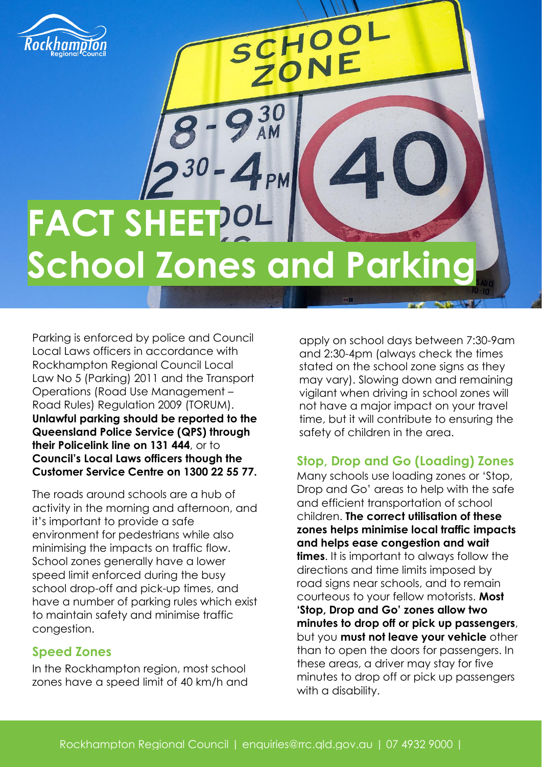# FACT SHEET

# School Zones and Parking

Parking is enforced by police and Council Local Laws officers in accordance with Rockhampton Regional Council Local Law No 5 (Parking) 2011 and the Transport Operations (Road Use Management – Road Rules) Regulation 2009 (TORUM). **Unlawful parking should be reported to the Queensland Police Service (QPS) through their Policelink line on 131 444**, or to **Council's Local Laws officers though the Customer Service Centre on 1300 22 55 77.**

The roads around schools are a hub of activity in the morning and afternoon, and it's important to provide a safe environment for pedestrians while also minimising the impacts on traffic flow. School zones generally have a lower speed limit enforced during the busy school drop-off and pick-up times, and have a number of parking rules which exist to maintain safety and minimise traffic congestion.

## Speed Zones

In the Rockhampton region, most school zones have a speed limit of 40 km/h and apply on school days between 7:30-9am and 2:30-4pm (always check the times stated on the school zone signs as they may vary). Slowing down and remaining vigilant when driving in school zones will not have a major impact on your travel time, but it will contribute to ensuring the safety of children in the area.

## Stop, Drop and Go (Loading) Zones

Many schools use loading zones or 'Stop, Drop and Go' areas to help with the safe and efficient transportation of school children. **The correct utilisation of these zones helps minimise local traffic impacts and helps ease congestion and wait times**. It is important to always follow the directions and time limits imposed by road signs near schools, and to remain courteous to your fellow motorists. **Most 'Stop, Drop and Go' zones allow two minutes to drop off or pick up passengers**, but you **must not leave your vehicle** other than to open the doors for passengers. In these areas, a driver may stay for five minutes to drop off or pick up passengers with a disability.

Rockhampton Regional Council | enquiries@rrc.qld.gov.au | 07 4932 9000 |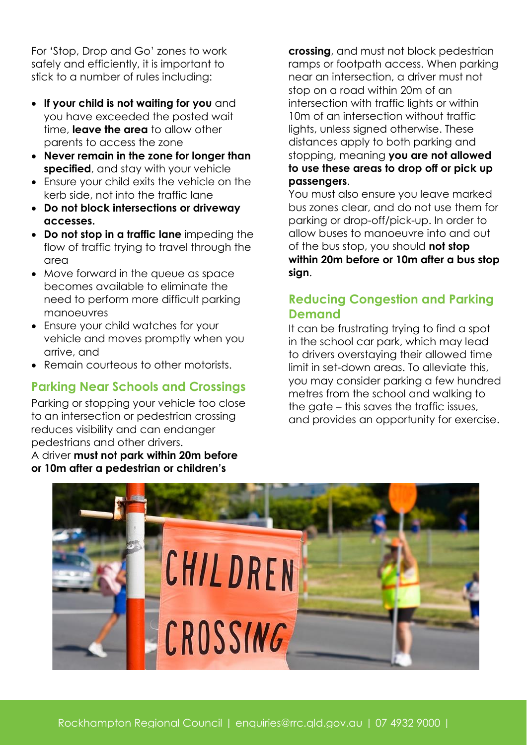For 'Stop, Drop and Go' zones to work safely and efficiently, it is important to stick to a number of rules including:

- **If your child is not waiting for you** and you have exceeded the posted wait time, **leave the area** to allow other parents to access the zone
- **Never remain in the zone for longer than specified**, and stay with your vehicle
- Ensure your child exits the vehicle on the kerb side, not into the traffic lane
- **Do not block intersections or driveway accesses.**
- **Do not stop in a traffic lane** impeding the flow of traffic trying to travel through the area
- Move forward in the queue as space becomes available to eliminate the need to perform more difficult parking manoeuvres
- Ensure your child watches for your vehicle and moves promptly when you arrive, and
- Remain courteous to other motorists.

## Parking Near Schools and Crossings

Parking or stopping your vehicle too close to an intersection or pedestrian crossing reduces visibility and can endanger pedestrians and other drivers.

A driver **must not park within 20m before or 10m after a pedestrian or children's crossing**, and must not block pedestrian ramps or footpath access. When parking near an intersection, a driver must not stop on a road within 20m of an intersection with traffic lights or within 10m of an intersection without traffic lights, unless signed otherwise. These distances apply to both parking and stopping, meaning **you are not allowed to use these areas to drop off or pick up passengers**.

You must also ensure you leave marked bus zones clear, and do not use them for parking or drop-off/pick-up. In order to allow buses to manoeuvre into and out of the bus stop, you should **not stop within 20m before or 10m after a bus stop sign**.

## Reducing Congestion and Parking Demand

It can be frustrating trying to find a spot in the school car park, which may lead to drivers overstaying their allowed time limit in set-down areas. To alleviate this, you may consider parking a few hundred metres from the school and walking to the gate – this saves the traffic issues, and provides an opportunity for exercise.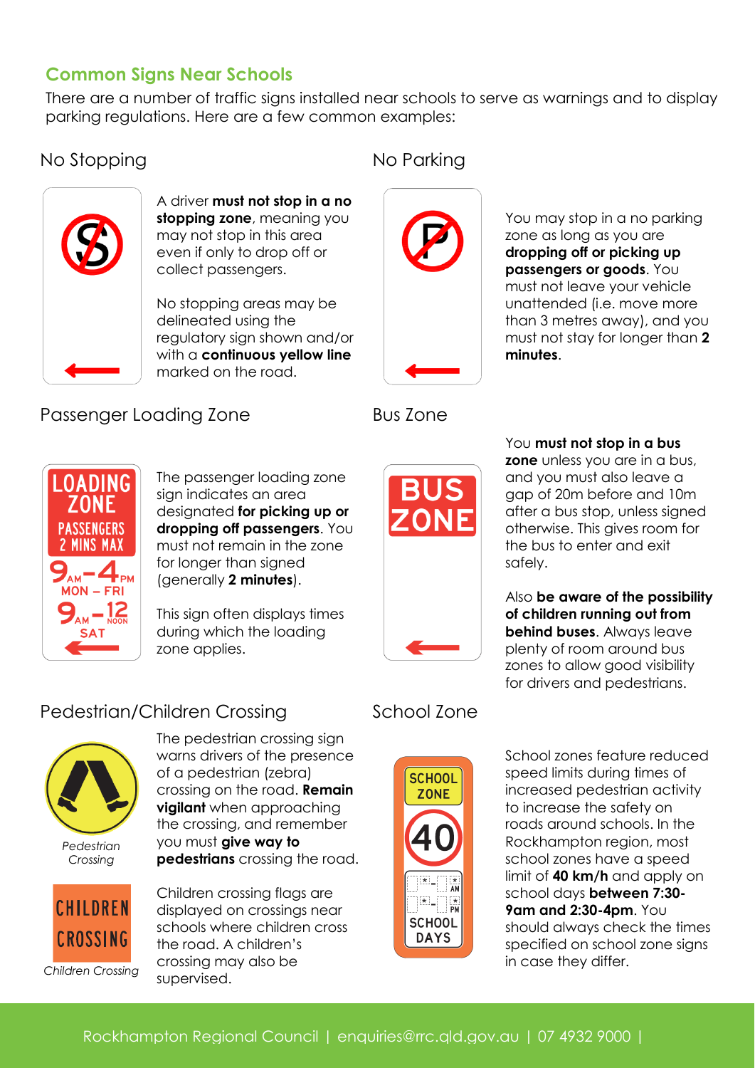## Common Signs Near Schools

There are a number of traffic signs installed near schools to serve as warnings and to display parking regulations. Here are a few common examples:

### No Stopping

A driver **must not stop in a no stopping zone**, meaning you may not stop in this area even if only to drop off or collect passengers.

No stopping areas may be delineated using the regulatory sign shown and/or with a **continuous yellow line** marked on the road.

### No Parking

You may stop in a no parking zone as long as you are **dropping off or picking up passengers or goods**. You must not leave your vehicle unattended (i.e. move more than 3 metres away), and you must not stay for longer than **2 minutes**.

### Passenger Loading Zone

LOADING ZONE
PASSENGERS 2 MINS MAX
9AM – 4PM MON – FRI
9AM – 12 NOON SAT

The passenger loading zone sign indicates an area designated **for picking up or dropping off passengers**. You must not remain in the zone for longer than signed (generally **2 minutes**).

This sign often displays times during which the loading zone applies.

### Bus Zone

BUS ZONE

You **must not stop in a bus zone** unless you are in a bus, and you must also leave a gap of 20m before and 10m after a bus stop, unless signed otherwise. This gives room for the bus to enter and exit safely.

Also **be aware of the possibility of children running out from behind buses**. Always leave plenty of room around bus zones to allow good visibility for drivers and pedestrians.

### Pedestrian/Children Crossing

*Pedestrian Crossing*

The pedestrian crossing sign warns drivers of the presence of a pedestrian (zebra) crossing on the road. **Remain vigilant** when approaching the crossing, and remember you must **give way to pedestrians** crossing the road.

CHILDREN CROSSING

*Children Crossing*

Children crossing flags are displayed on crossings near schools where children cross the road. A children's crossing may also be supervised.

### School Zone

SCHOOL ZONE
40
AM
PM
SCHOOL DAYS

School zones feature reduced speed limits during times of increased pedestrian activity to increase the safety on roads around schools. In the Rockhampton region, most school zones have a speed limit of **40 km/h** and apply on school days **between 7:30-9am and 2:30-4pm**. You should always check the times specified on school zone signs in case they differ.

Rockhampton Regional Council | enquiries@rrc.qld.gov.au | 07 4932 9000 |